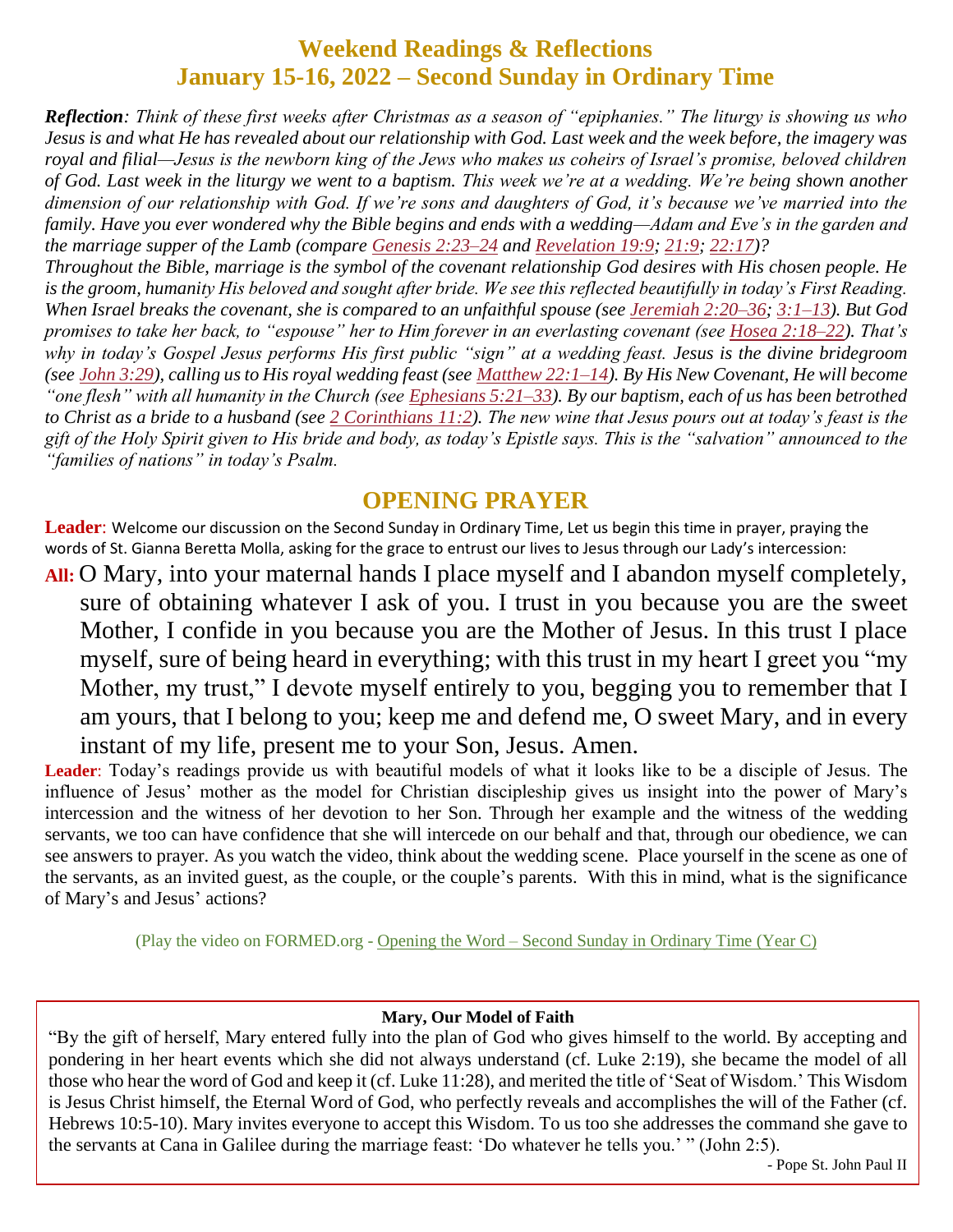# Weekend Readings & Reflections
## January 15-16, 2022 – Second Sunday in Ordinary Time

***Reflection**: Think of these first weeks after Christmas as a season of "epiphanies." The liturgy is showing us who Jesus is and what He has revealed about our relationship with God. Last week and the week before, the imagery was royal and filial—Jesus is the newborn king of the Jews who makes us coheirs of Israel's promise, beloved children of God. Last week in the liturgy we went to a baptism. This week we're at a wedding. We're being shown another dimension of our relationship with God. If we're sons and daughters of God, it's because we've married into the family. Have you ever wondered why the Bible begins and ends with a wedding—Adam and Eve's in the garden and the marriage supper of the Lamb (compare Genesis 2:23–24 and Revelation 19:9; 21:9; 22:17)?*

*Throughout the Bible, marriage is the symbol of the covenant relationship God desires with His chosen people. He is the groom, humanity His beloved and sought after bride. We see this reflected beautifully in today's First Reading. When Israel breaks the covenant, she is compared to an unfaithful spouse (see Jeremiah 2:20–36; 3:1–13). But God promises to take her back, to "espouse" her to Him forever in an everlasting covenant (see Hosea 2:18–22). That's why in today's Gospel Jesus performs His first public "sign" at a wedding feast. Jesus is the divine bridegroom (see John 3:29), calling us to His royal wedding feast (see Matthew 22:1–14). By His New Covenant, He will become "one flesh" with all humanity in the Church (see Ephesians 5:21–33). By our baptism, each of us has been betrothed to Christ as a bride to a husband (see 2 Corinthians 11:2). The new wine that Jesus pours out at today's feast is the gift of the Holy Spirit given to His bride and body, as today's Epistle says. This is the "salvation" announced to the "families of nations" in today's Psalm.*

## OPENING PRAYER

**Leader**: Welcome our discussion on the Second Sunday in Ordinary Time, Let us begin this time in prayer, praying the words of St. Gianna Beretta Molla, asking for the grace to entrust our lives to Jesus through our Lady's intercession:

**All:** O Mary, into your maternal hands I place myself and I abandon myself completely, sure of obtaining whatever I ask of you. I trust in you because you are the sweet Mother, I confide in you because you are the Mother of Jesus. In this trust I place myself, sure of being heard in everything; with this trust in my heart I greet you "my Mother, my trust," I devote myself entirely to you, begging you to remember that I am yours, that I belong to you; keep me and defend me, O sweet Mary, and in every instant of my life, present me to your Son, Jesus. Amen.

**Leader**: Today's readings provide us with beautiful models of what it looks like to be a disciple of Jesus. The influence of Jesus' mother as the model for Christian discipleship gives us insight into the power of Mary's intercession and the witness of her devotion to her Son. Through her example and the witness of the wedding servants, we too can have confidence that she will intercede on our behalf and that, through our obedience, we can see answers to prayer. As you watch the video, think about the wedding scene. Place yourself in the scene as one of the servants, as an invited guest, as the couple, or the couple's parents. With this in mind, what is the significance of Mary's and Jesus' actions?

(Play the video on FORMED.org - Opening the Word – Second Sunday in Ordinary Time (Year C)

**Mary, Our Model of Faith**

"By the gift of herself, Mary entered fully into the plan of God who gives himself to the world. By accepting and pondering in her heart events which she did not always understand (cf. Luke 2:19), she became the model of all those who hear the word of God and keep it (cf. Luke 11:28), and merited the title of 'Seat of Wisdom.' This Wisdom is Jesus Christ himself, the Eternal Word of God, who perfectly reveals and accomplishes the will of the Father (cf. Hebrews 10:5-10). Mary invites everyone to accept this Wisdom. To us too she addresses the command she gave to the servants at Cana in Galilee during the marriage feast: 'Do whatever he tells you.' " (John 2:5).

- Pope St. John Paul II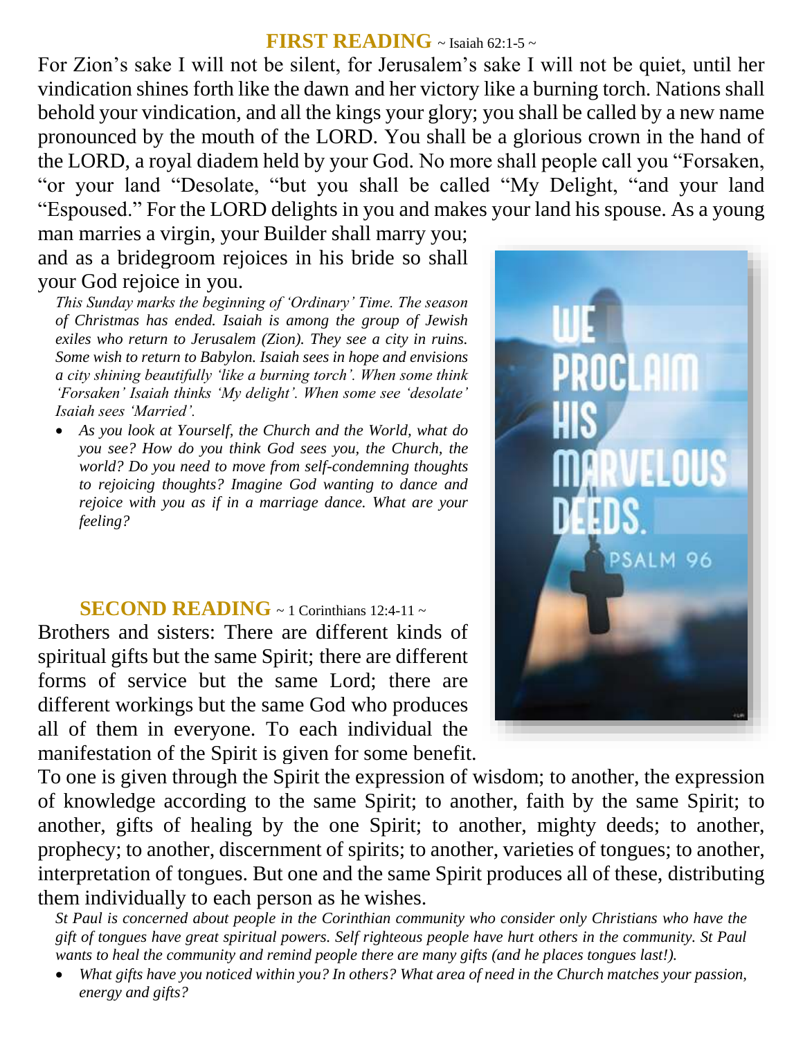## **FIRST READING** ~ Isaiah 62:1-5 ~

For Zion's sake I will not be silent, for Jerusalem's sake I will not be quiet, until her vindication shines forth like the dawn and her victory like a burning torch. Nations shall behold your vindication, and all the kings your glory; you shall be called by a new name pronounced by the mouth of the LORD. You shall be a glorious crown in the hand of the LORD, a royal diadem held by your God. No more shall people call you "Forsaken, "or your land "Desolate, "but you shall be called "My Delight, "and your land "Espoused." For the LORD delights in you and makes your land his spouse. As a young man marries a virgin, your Builder shall marry you; and as a bridegroom rejoices in his bride so shall your God rejoice in you.

*This Sunday marks the beginning of 'Ordinary' Time. The season of Christmas has ended. Isaiah is among the group of Jewish exiles who return to Jerusalem (Zion). They see a city in ruins. Some wish to return to Babylon. Isaiah sees in hope and envisions a city shining beautifully 'like a burning torch'. When some think 'Forsaken' Isaiah thinks 'My delight'. When some see 'desolate' Isaiah sees 'Married'.*

- *As you look at Yourself, the Church and the World, what do you see? How do you think God sees you, the Church, the world? Do you need to move from self-condemning thoughts to rejoicing thoughts? Imagine God wanting to dance and rejoice with you as if in a marriage dance. What are your feeling?*

WE PROCLAIM HIS MARVELOUS DEEDS. PSALM 96

## **SECOND READING** ~ 1 Corinthians 12:4-11 ~

Brothers and sisters: There are different kinds of spiritual gifts but the same Spirit; there are different forms of service but the same Lord; there are different workings but the same God who produces all of them in everyone. To each individual the manifestation of the Spirit is given for some benefit. To one is given through the Spirit the expression of wisdom; to another, the expression of knowledge according to the same Spirit; to another, faith by the same Spirit; to another, gifts of healing by the one Spirit; to another, mighty deeds; to another, prophecy; to another, discernment of spirits; to another, varieties of tongues; to another, interpretation of tongues. But one and the same Spirit produces all of these, distributing them individually to each person as he wishes.

*St Paul is concerned about people in the Corinthian community who consider only Christians who have the gift of tongues have great spiritual powers. Self righteous people have hurt others in the community. St Paul wants to heal the community and remind people there are many gifts (and he places tongues last!).*

- *What gifts have you noticed within you? In others? What area of need in the Church matches your passion, energy and gifts?*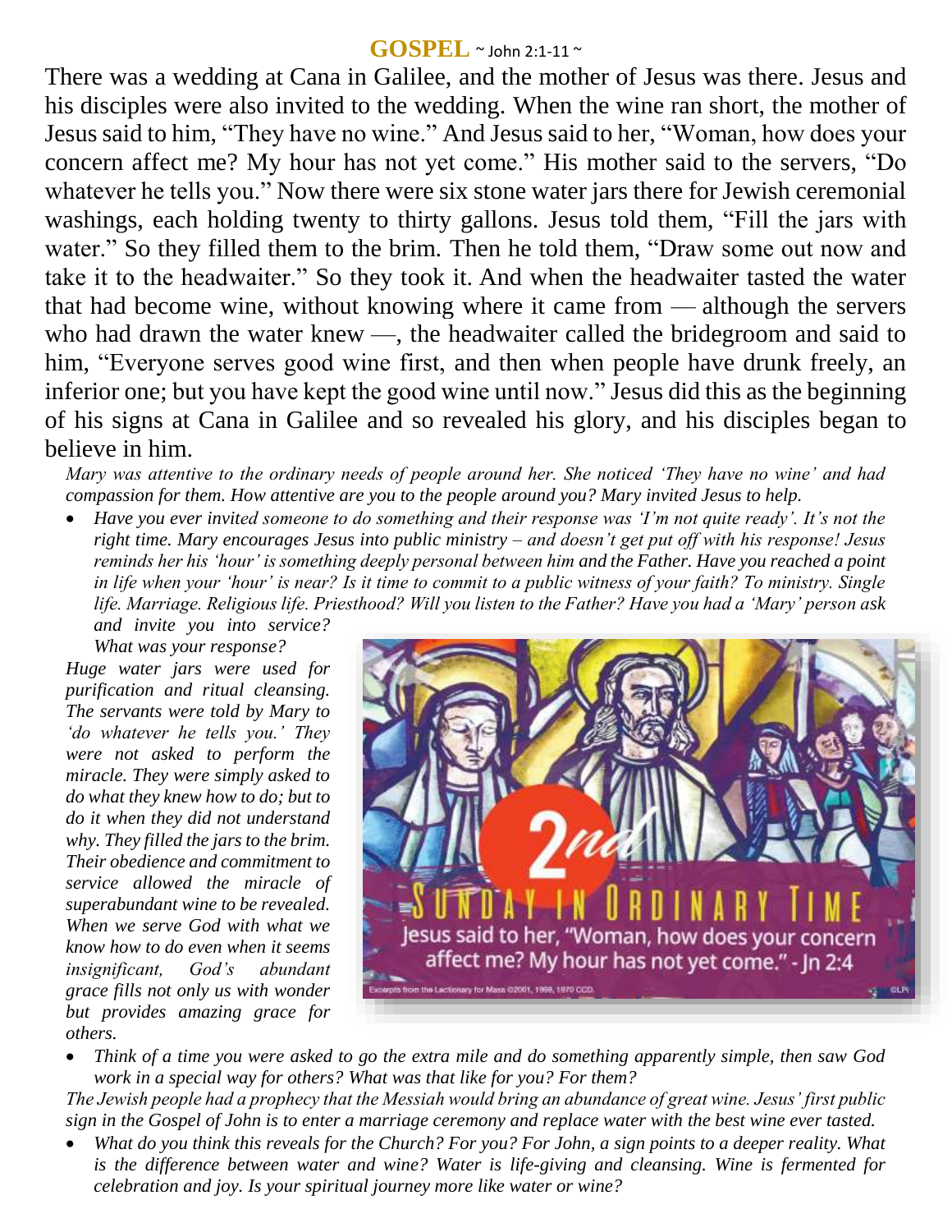## GOSPEL ~ John 2:1-11 ~

There was a wedding at Cana in Galilee, and the mother of Jesus was there. Jesus and his disciples were also invited to the wedding. When the wine ran short, the mother of Jesus said to him, "They have no wine." And Jesus said to her, "Woman, how does your concern affect me? My hour has not yet come." His mother said to the servers, "Do whatever he tells you." Now there were six stone water jars there for Jewish ceremonial washings, each holding twenty to thirty gallons. Jesus told them, "Fill the jars with water." So they filled them to the brim. Then he told them, "Draw some out now and take it to the headwaiter." So they took it. And when the headwaiter tasted the water that had become wine, without knowing where it came from — although the servers who had drawn the water knew —, the headwaiter called the bridegroom and said to him, "Everyone serves good wine first, and then when people have drunk freely, an inferior one; but you have kept the good wine until now." Jesus did this as the beginning of his signs at Cana in Galilee and so revealed his glory, and his disciples began to believe in him.

*Mary was attentive to the ordinary needs of people around her. She noticed 'They have no wine' and had compassion for them. How attentive are you to the people around you? Mary invited Jesus to help.*

- *Have you ever invited someone to do something and their response was 'I'm not quite ready'. It's not the right time. Mary encourages Jesus into public ministry – and doesn't get put off with his response! Jesus reminds her his 'hour' is something deeply personal between him and the Father. Have you reached a point in life when your 'hour' is near? Is it time to commit to a public witness of your faith? To ministry. Single life. Marriage. Religious life. Priesthood? Will you listen to the Father? Have you had a 'Mary' person ask and invite you into service? What was your response?*

*Huge water jars were used for purification and ritual cleansing. The servants were told by Mary to 'do whatever he tells you.' They were not asked to perform the miracle. They were simply asked to do what they knew how to do; but to do it when they did not understand why. They filled the jars to the brim. Their obedience and commitment to service allowed the miracle of superabundant wine to be revealed. When we serve God with what we know how to do even when it seems insignificant, God's abundant grace fills not only us with wonder but provides amazing grace for others.*

2nd SUNDAY IN ORDINARY TIME

Jesus said to her, "Woman, how does your concern affect me? My hour has not yet come." - Jn 2:4

Excerpts from the Lectionary for Mass ©2001, 1998, 1970 CCD.

- *Think of a time you were asked to go the extra mile and do something apparently simple, then saw God work in a special way for others? What was that like for you? For them?*

*The Jewish people had a prophecy that the Messiah would bring an abundance of great wine. Jesus' first public sign in the Gospel of John is to enter a marriage ceremony and replace water with the best wine ever tasted.*

- *What do you think this reveals for the Church? For you? For John, a sign points to a deeper reality. What is the difference between water and wine? Water is life-giving and cleansing. Wine is fermented for celebration and joy. Is your spiritual journey more like water or wine?*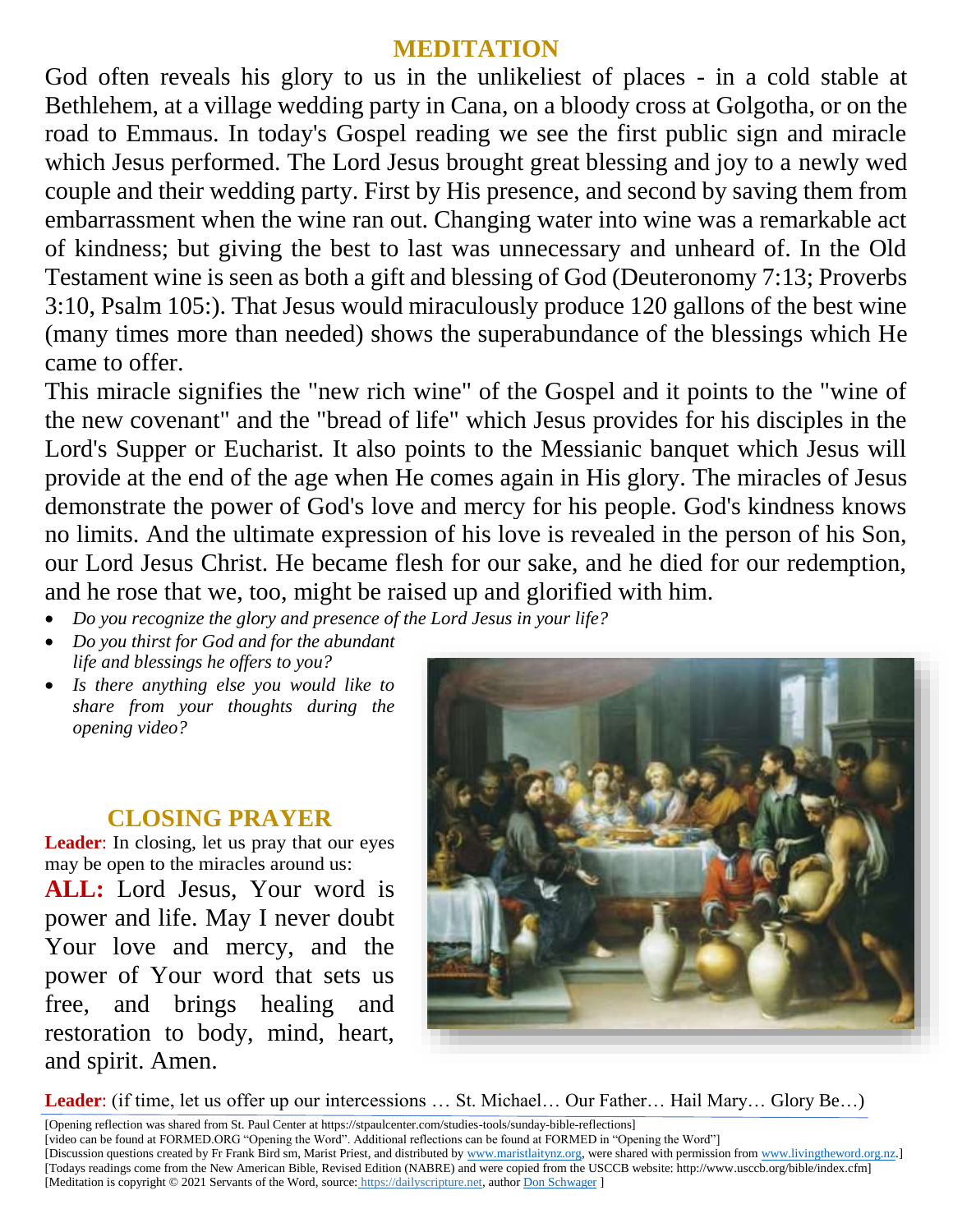## MEDITATION

God often reveals his glory to us in the unlikeliest of places - in a cold stable at Bethlehem, at a village wedding party in Cana, on a bloody cross at Golgotha, or on the road to Emmaus. In today's Gospel reading we see the first public sign and miracle which Jesus performed. The Lord Jesus brought great blessing and joy to a newly wed couple and their wedding party. First by His presence, and second by saving them from embarrassment when the wine ran out. Changing water into wine was a remarkable act of kindness; but giving the best to last was unnecessary and unheard of. In the Old Testament wine is seen as both a gift and blessing of God (Deuteronomy 7:13; Proverbs 3:10, Psalm 105:). That Jesus would miraculously produce 120 gallons of the best wine (many times more than needed) shows the superabundance of the blessings which He came to offer.

This miracle signifies the "new rich wine" of the Gospel and it points to the "wine of the new covenant" and the "bread of life" which Jesus provides for his disciples in the Lord's Supper or Eucharist. It also points to the Messianic banquet which Jesus will provide at the end of the age when He comes again in His glory. The miracles of Jesus demonstrate the power of God's love and mercy for his people. God's kindness knows no limits. And the ultimate expression of his love is revealed in the person of his Son, our Lord Jesus Christ. He became flesh for our sake, and he died for our redemption, and he rose that we, too, might be raised up and glorified with him.

- *Do you recognize the glory and presence of the Lord Jesus in your life?*
- *Do you thirst for God and for the abundant life and blessings he offers to you?*
- *Is there anything else you would like to share from your thoughts during the opening video?*

## CLOSING PRAYER

**Leader**: In closing, let us pray that our eyes may be open to the miracles around us:

**ALL:** Lord Jesus, Your word is power and life. May I never doubt Your love and mercy, and the power of Your word that sets us free, and brings healing and restoration to body, mind, heart, and spirit. Amen.

**Leader**: (if time, let us offer up our intercessions … St. Michael… Our Father… Hail Mary… Glory Be…)

[Opening reflection was shared from St. Paul Center at https://stpaulcenter.com/studies-tools/sunday-bible-reflections]
[video can be found at FORMED.ORG "Opening the Word". Additional reflections can be found at FORMED in "Opening the Word"]
[Discussion questions created by Fr Frank Bird sm, Marist Priest, and distributed by www.maristlaitynz.org, were shared with permission from www.livingtheword.org.nz.]
[Todays readings come from the New American Bible, Revised Edition (NABRE) and were copied from the USCCB website: http://www.usccb.org/bible/index.cfm]
[Meditation is copyright © 2021 Servants of the Word, source: https://dailyscripture.net, author Don Schwager ]